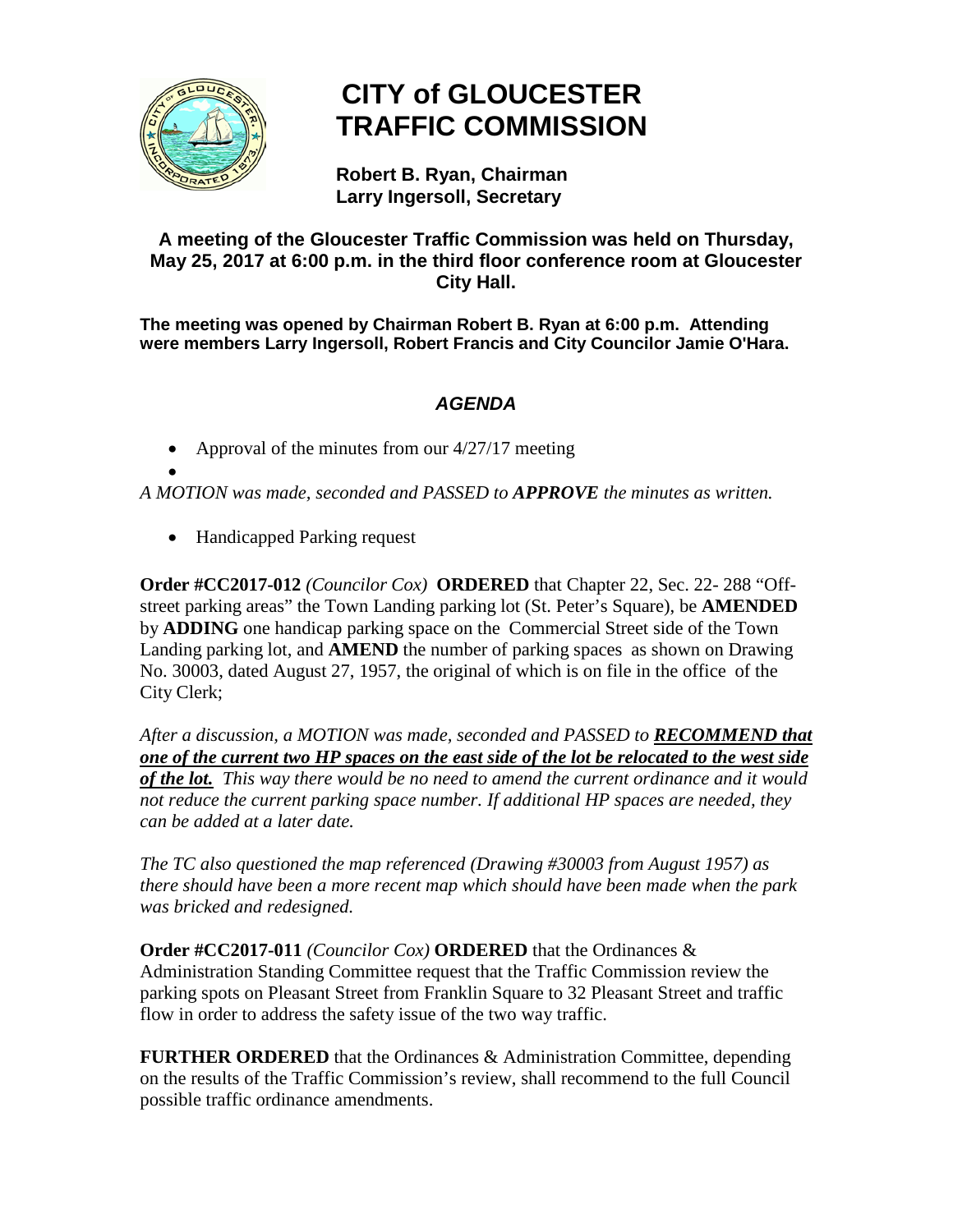# CITY of GLOUCESTER
# TRAFFIC COMMISSION

**Robert B. Ryan, Chairman**
**Larry Ingersoll, Secretary**

**A meeting of the Gloucester Traffic Commission was held on Thursday, May 25, 2017 at 6:00 p.m. in the third floor conference room at Gloucester City Hall.**

**The meeting was opened by Chairman Robert B. Ryan at 6:00 p.m. Attending were members Larry Ingersoll, Robert Francis and City Councilor Jamie O'Hara.**

### *AGENDA*

- Approval of the minutes from our 4/27/17 meeting
-

*A MOTION was made, seconded and PASSED to **APPROVE** the minutes as written.*

- Handicapped Parking request

**Order #CC2017-012** *(Councilor Cox)* **ORDERED** that Chapter 22, Sec. 22- 288 "Off-street parking areas" the Town Landing parking lot (St. Peter's Square), be **AMENDED** by **ADDING** one handicap parking space on the Commercial Street side of the Town Landing parking lot, and **AMEND** the number of parking spaces as shown on Drawing No. 30003, dated August 27, 1957, the original of which is on file in the office of the City Clerk;

*After a discussion, a MOTION was made, seconded and PASSED to **RECOMMEND that one of the current two HP spaces on the east side of the lot be relocated to the west side of the lot.** This way there would be no need to amend the current ordinance and it would not reduce the current parking space number. If additional HP spaces are needed, they can be added at a later date.*

*The TC also questioned the map referenced (Drawing #30003 from August 1957) as there should have been a more recent map which should have been made when the park was bricked and redesigned.*

**Order #CC2017-011** *(Councilor Cox)* **ORDERED** that the Ordinances & Administration Standing Committee request that the Traffic Commission review the parking spots on Pleasant Street from Franklin Square to 32 Pleasant Street and traffic flow in order to address the safety issue of the two way traffic.

**FURTHER ORDERED** that the Ordinances & Administration Committee, depending on the results of the Traffic Commission's review, shall recommend to the full Council possible traffic ordinance amendments.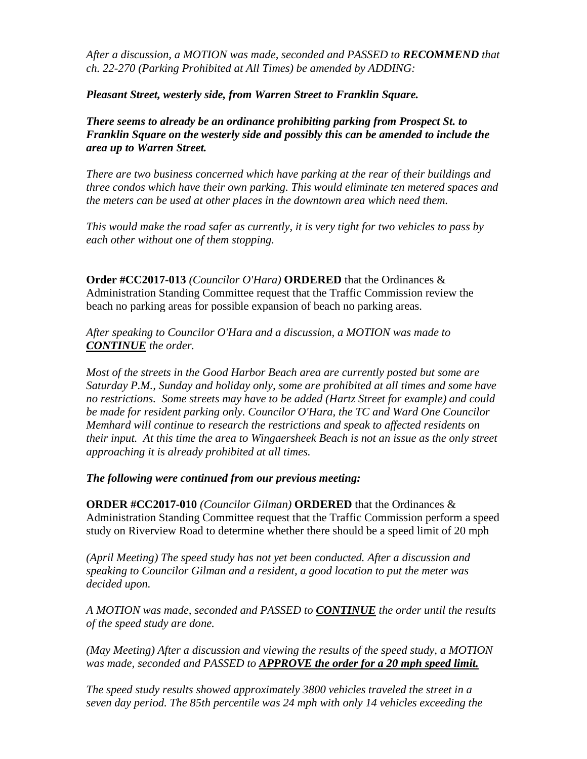*After a discussion, a MOTION was made, seconded and PASSED to **RECOMMEND** that ch. 22-270 (Parking Prohibited at All Times) be amended by ADDING:*

***Pleasant Street, westerly side, from Warren Street to Franklin Square.***

***There seems to already be an ordinance prohibiting parking from Prospect St. to Franklin Square on the westerly side and possibly this can be amended to include the area up to Warren Street.***

*There are two business concerned which have parking at the rear of their buildings and three condos which have their own parking. This would eliminate ten metered spaces and the meters can be used at other places in the downtown area which need them.*

*This would make the road safer as currently, it is very tight for two vehicles to pass by each other without one of them stopping.*

**Order #CC2017-013** *(Councilor O'Hara)* **ORDERED** that the Ordinances & Administration Standing Committee request that the Traffic Commission review the beach no parking areas for possible expansion of beach no parking areas.

*After speaking to Councilor O'Hara and a discussion, a MOTION was made to **CONTINUE** the order.*

*Most of the streets in the Good Harbor Beach area are currently posted but some are Saturday P.M., Sunday and holiday only, some are prohibited at all times and some have no restrictions. Some streets may have to be added (Hartz Street for example) and could be made for resident parking only. Councilor O'Hara, the TC and Ward One Councilor Memhard will continue to research the restrictions and speak to affected residents on their input. At this time the area to Wingaersheek Beach is not an issue as the only street approaching it is already prohibited at all times.*

***The following were continued from our previous meeting:***

**ORDER #CC2017-010** *(Councilor Gilman)* **ORDERED** that the Ordinances & Administration Standing Committee request that the Traffic Commission perform a speed study on Riverview Road to determine whether there should be a speed limit of 20 mph

*(April Meeting) The speed study has not yet been conducted. After a discussion and speaking to Councilor Gilman and a resident, a good location to put the meter was decided upon.*

*A MOTION was made, seconded and PASSED to **CONTINUE** the order until the results of the speed study are done.*

*(May Meeting) After a discussion and viewing the results of the speed study, a MOTION was made, seconded and PASSED to **APPROVE the order for a 20 mph speed limit.***

*The speed study results showed approximately 3800 vehicles traveled the street in a seven day period. The 85th percentile was 24 mph with only 14 vehicles exceeding the*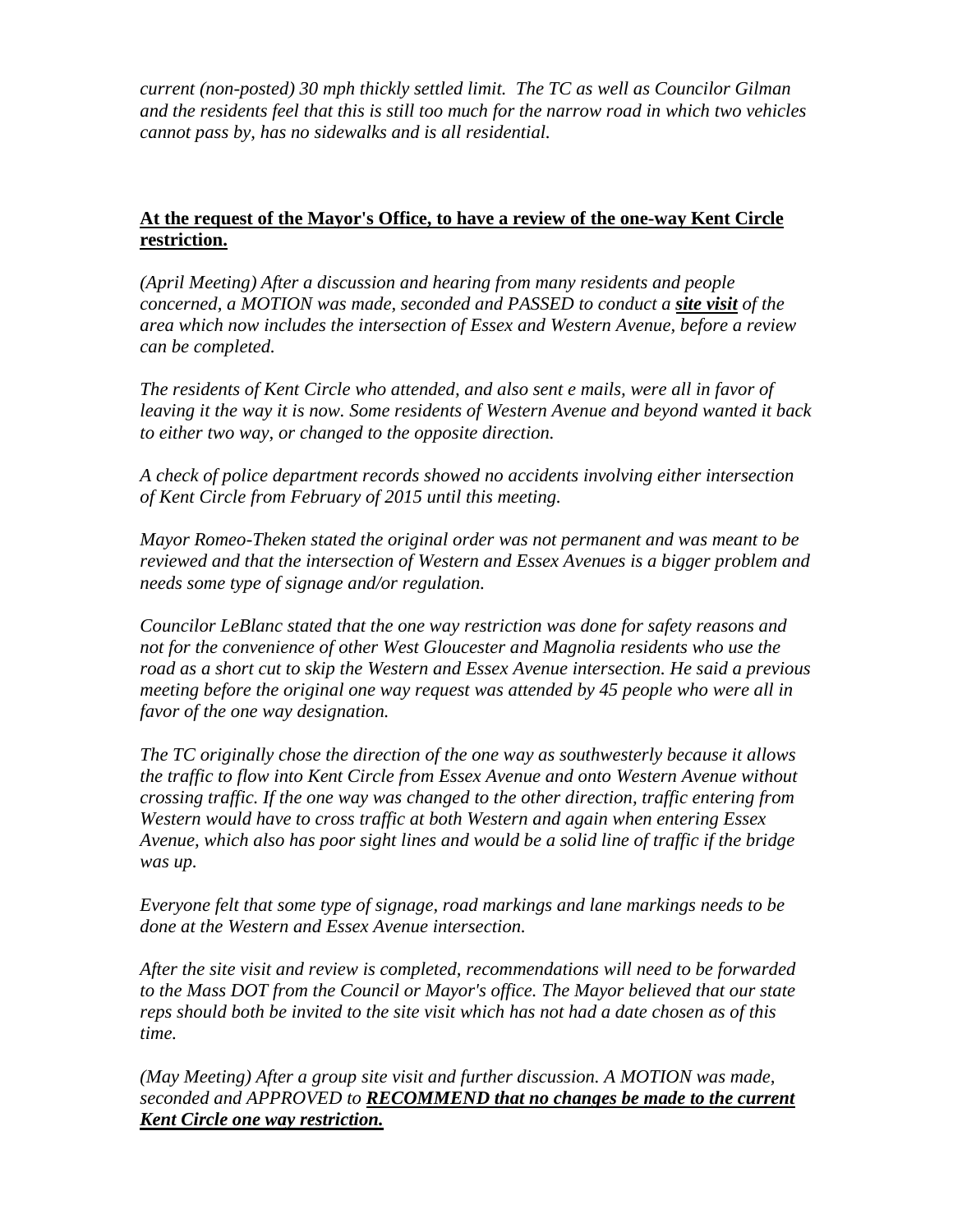*current (non-posted) 30 mph thickly settled limit. The TC as well as Councilor Gilman and the residents feel that this is still too much for the narrow road in which two vehicles cannot pass by, has no sidewalks and is all residential.*

**At the request of the Mayor's Office, to have a review of the one-way Kent Circle restriction.**

*(April Meeting) After a discussion and hearing from many residents and people concerned, a MOTION was made, seconded and PASSED to conduct a **site visit** of the area which now includes the intersection of Essex and Western Avenue, before a review can be completed.*

*The residents of Kent Circle who attended, and also sent e mails, were all in favor of leaving it the way it is now. Some residents of Western Avenue and beyond wanted it back to either two way, or changed to the opposite direction.*

*A check of police department records showed no accidents involving either intersection of Kent Circle from February of 2015 until this meeting.*

*Mayor Romeo-Theken stated the original order was not permanent and was meant to be reviewed and that the intersection of Western and Essex Avenues is a bigger problem and needs some type of signage and/or regulation.*

*Councilor LeBlanc stated that the one way restriction was done for safety reasons and not for the convenience of other West Gloucester and Magnolia residents who use the road as a short cut to skip the Western and Essex Avenue intersection. He said a previous meeting before the original one way request was attended by 45 people who were all in favor of the one way designation.*

*The TC originally chose the direction of the one way as southwesterly because it allows the traffic to flow into Kent Circle from Essex Avenue and onto Western Avenue without crossing traffic. If the one way was changed to the other direction, traffic entering from Western would have to cross traffic at both Western and again when entering Essex Avenue, which also has poor sight lines and would be a solid line of traffic if the bridge was up.*

*Everyone felt that some type of signage, road markings and lane markings needs to be done at the Western and Essex Avenue intersection.*

*After the site visit and review is completed, recommendations will need to be forwarded to the Mass DOT from the Council or Mayor's office. The Mayor believed that our state reps should both be invited to the site visit which has not had a date chosen as of this time.*

*(May Meeting) After a group site visit and further discussion. A MOTION was made, seconded and APPROVED to **RECOMMEND that no changes be made to the current Kent Circle one way restriction.***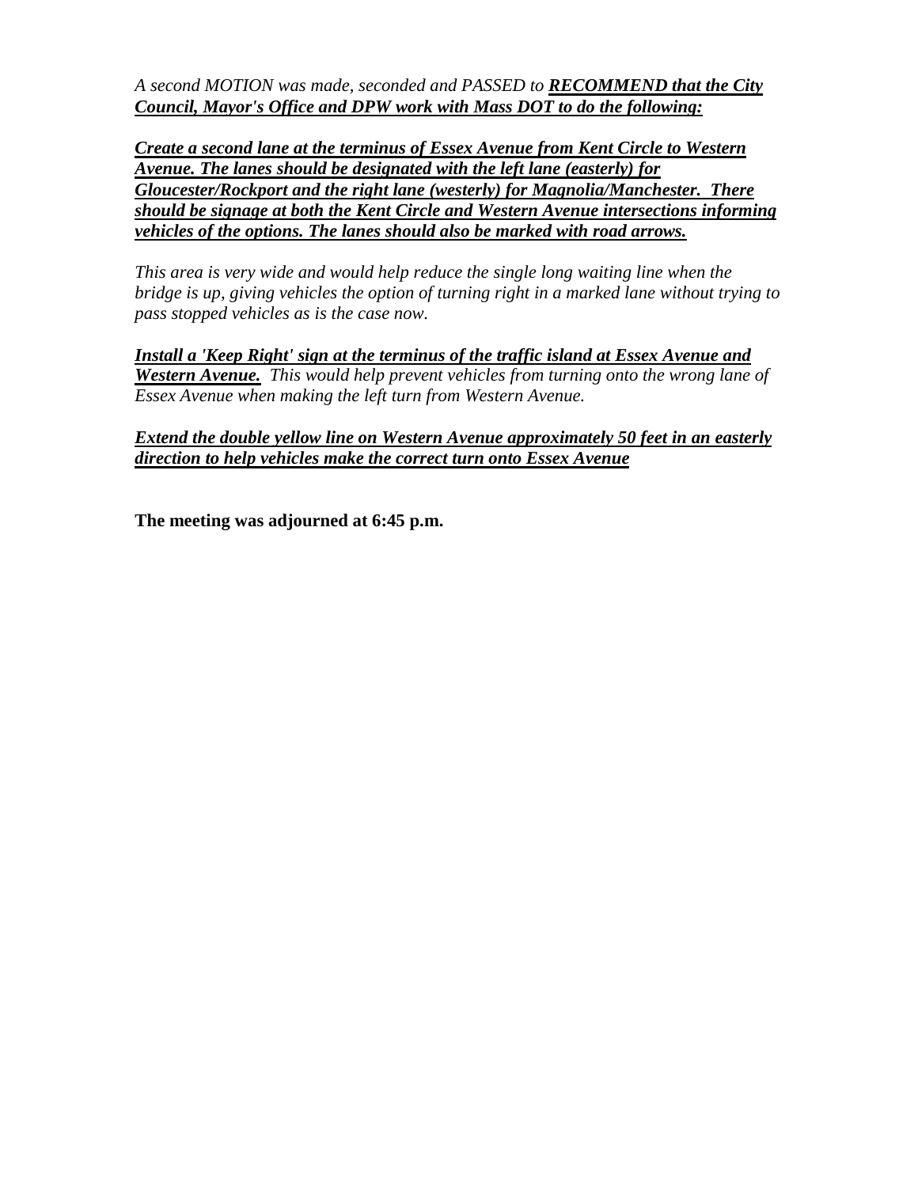*A second MOTION was made, seconded and PASSED to* ***RECOMMEND that the City Council, Mayor's Office and DPW work with Mass DOT to do the following:***

***Create a second lane at the terminus of Essex Avenue from Kent Circle to Western Avenue. The lanes should be designated with the left lane (easterly) for Gloucester/Rockport and the right lane (westerly) for Magnolia/Manchester. There should be signage at both the Kent Circle and Western Avenue intersections informing vehicles of the options. The lanes should also be marked with road arrows.***

*This area is very wide and would help reduce the single long waiting line when the bridge is up, giving vehicles the option of turning right in a marked lane without trying to pass stopped vehicles as is the case now.*

***Install a 'Keep Right' sign at the terminus of the traffic island at Essex Avenue and Western Avenue.*** *This would help prevent vehicles from turning onto the wrong lane of Essex Avenue when making the left turn from Western Avenue.*

***Extend the double yellow line on Western Avenue approximately 50 feet in an easterly direction to help vehicles make the correct turn onto Essex Avenue***

**The meeting was adjourned at 6:45 p.m.**